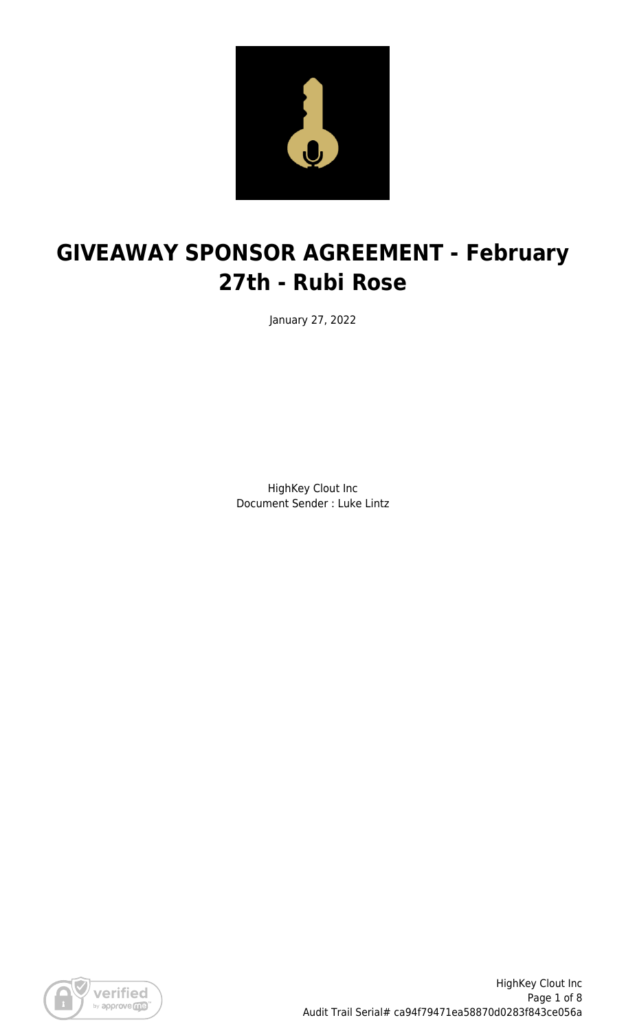# GIVEAWAY SPONSOR AGREEMENT - February 27th - Rubi Rose

January 27, 2022

HighKey Clout Inc
Document Sender : Luke Lintz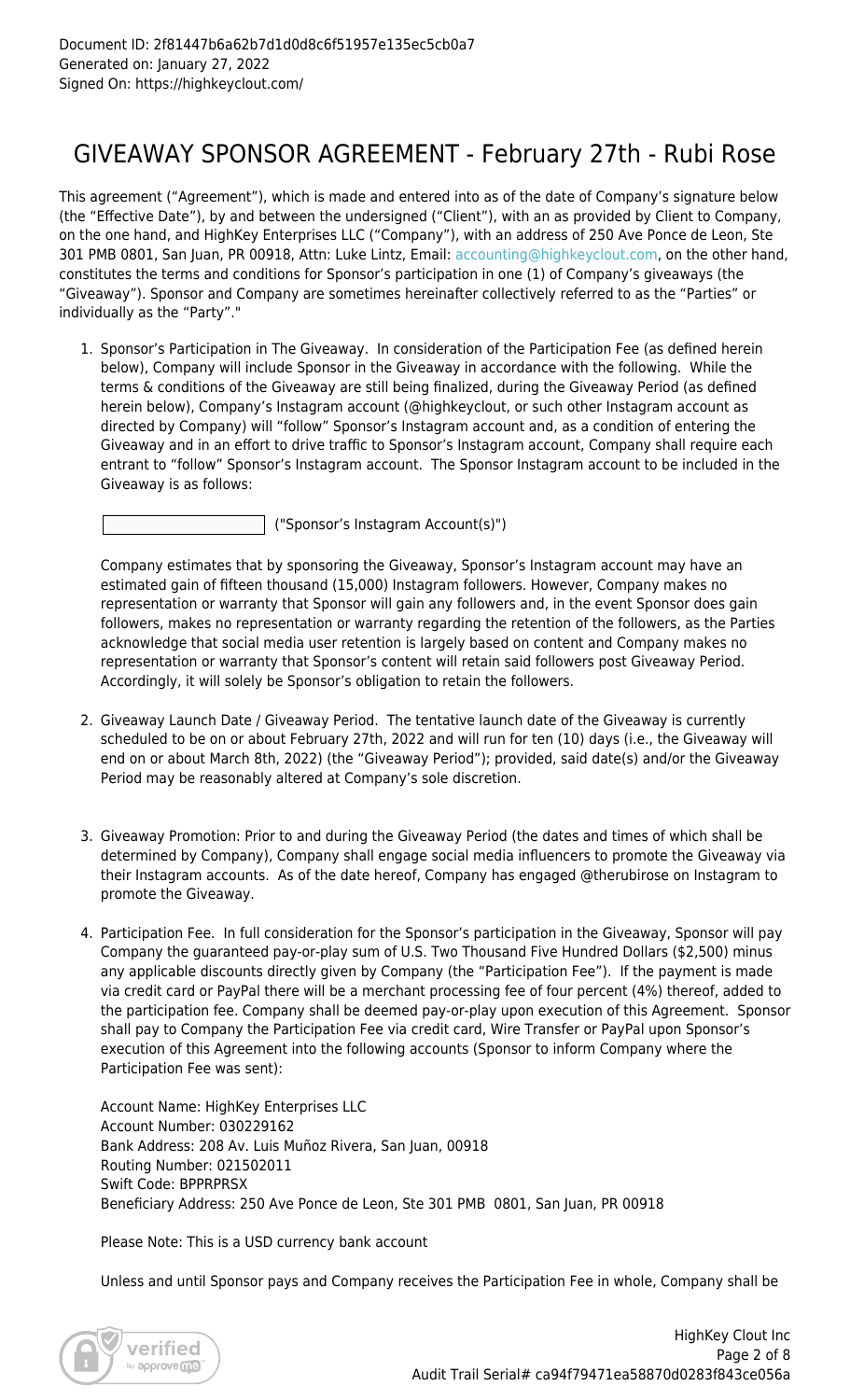Document ID: 2f81447b6a62b7d1d0d8c6f51957e135ec5cb0a7
Generated on: January 27, 2022
Signed On: https://highkeyclout.com/

# GIVEAWAY SPONSOR AGREEMENT - February 27th - Rubi Rose

This agreement ("Agreement"), which is made and entered into as of the date of Company's signature below (the "Effective Date"), by and between the undersigned ("Client"), with an as provided by Client to Company, on the one hand, and HighKey Enterprises LLC ("Company"), with an address of 250 Ave Ponce de Leon, Ste 301 PMB 0801, San Juan, PR 00918, Attn: Luke Lintz, Email: accounting@highkeyclout.com, on the other hand, constitutes the terms and conditions for Sponsor's participation in one (1) of Company's giveaways (the "Giveaway"). Sponsor and Company are sometimes hereinafter collectively referred to as the "Parties" or individually as the "Party"."

1. Sponsor's Participation in The Giveaway. In consideration of the Participation Fee (as defined herein below), Company will include Sponsor in the Giveaway in accordance with the following. While the terms & conditions of the Giveaway are still being finalized, during the Giveaway Period (as defined herein below), Company's Instagram account (@highkeyclout, or such other Instagram account as directed by Company) will "follow" Sponsor's Instagram account and, as a condition of entering the Giveaway and in an effort to drive traffic to Sponsor's Instagram account, Company shall require each entrant to "follow" Sponsor's Instagram account. The Sponsor Instagram account to be included in the Giveaway is as follows:

   ____________________ ("Sponsor's Instagram Account(s)")

   Company estimates that by sponsoring the Giveaway, Sponsor's Instagram account may have an estimated gain of fifteen thousand (15,000) Instagram followers. However, Company makes no representation or warranty that Sponsor will gain any followers and, in the event Sponsor does gain followers, makes no representation or warranty regarding the retention of the followers, as the Parties acknowledge that social media user retention is largely based on content and Company makes no representation or warranty that Sponsor's content will retain said followers post Giveaway Period. Accordingly, it will solely be Sponsor's obligation to retain the followers.

2. Giveaway Launch Date / Giveaway Period. The tentative launch date of the Giveaway is currently scheduled to be on or about February 27th, 2022 and will run for ten (10) days (i.e., the Giveaway will end on or about March 8th, 2022) (the "Giveaway Period"); provided, said date(s) and/or the Giveaway Period may be reasonably altered at Company's sole discretion.

3. Giveaway Promotion: Prior to and during the Giveaway Period (the dates and times of which shall be determined by Company), Company shall engage social media influencers to promote the Giveaway via their Instagram accounts. As of the date hereof, Company has engaged @therubirose on Instagram to promote the Giveaway.

4. Participation Fee. In full consideration for the Sponsor's participation in the Giveaway, Sponsor will pay Company the guaranteed pay-or-play sum of U.S. Two Thousand Five Hundred Dollars ($2,500) minus any applicable discounts directly given by Company (the "Participation Fee"). If the payment is made via credit card or PayPal there will be a merchant processing fee of four percent (4%) thereof, added to the participation fee. Company shall be deemed pay-or-play upon execution of this Agreement. Sponsor shall pay to Company the Participation Fee via credit card, Wire Transfer or PayPal upon Sponsor's execution of this Agreement into the following accounts (Sponsor to inform Company where the Participation Fee was sent):

   Account Name: HighKey Enterprises LLC
   Account Number: 030229162
   Bank Address: 208 Av. Luis Muñoz Rivera, San Juan, 00918
   Routing Number: 021502011
   Swift Code: BPPRPRSX
   Beneficiary Address: 250 Ave Ponce de Leon, Ste 301 PMB 0801, San Juan, PR 00918

   Please Note: This is a USD currency bank account

   Unless and until Sponsor pays and Company receives the Participation Fee in whole, Company shall be

HighKey Clout Inc
Audit Trail Serial# ca94f79471ea58870d0283f843ce056a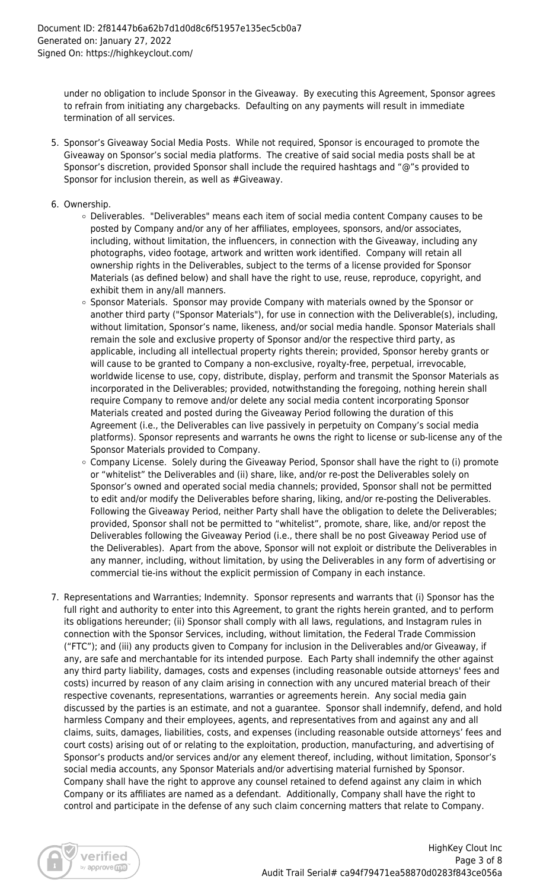under no obligation to include Sponsor in the Giveaway. By executing this Agreement, Sponsor agrees to refrain from initiating any chargebacks. Defaulting on any payments will result in immediate termination of all services.

5. Sponsor's Giveaway Social Media Posts. While not required, Sponsor is encouraged to promote the Giveaway on Sponsor's social media platforms. The creative of said social media posts shall be at Sponsor's discretion, provided Sponsor shall include the required hashtags and "@"s provided to Sponsor for inclusion therein, as well as #Giveaway.

6. Ownership.
   - Deliverables. "Deliverables" means each item of social media content Company causes to be posted by Company and/or any of her affiliates, employees, sponsors, and/or associates, including, without limitation, the influencers, in connection with the Giveaway, including any photographs, video footage, artwork and written work identified. Company will retain all ownership rights in the Deliverables, subject to the terms of a license provided for Sponsor Materials (as defined below) and shall have the right to use, reuse, reproduce, copyright, and exhibit them in any/all manners.
   - Sponsor Materials. Sponsor may provide Company with materials owned by the Sponsor or another third party ("Sponsor Materials"), for use in connection with the Deliverable(s), including, without limitation, Sponsor's name, likeness, and/or social media handle. Sponsor Materials shall remain the sole and exclusive property of Sponsor and/or the respective third party, as applicable, including all intellectual property rights therein; provided, Sponsor hereby grants or will cause to be granted to Company a non-exclusive, royalty-free, perpetual, irrevocable, worldwide license to use, copy, distribute, display, perform and transmit the Sponsor Materials as incorporated in the Deliverables; provided, notwithstanding the foregoing, nothing herein shall require Company to remove and/or delete any social media content incorporating Sponsor Materials created and posted during the Giveaway Period following the duration of this Agreement (i.e., the Deliverables can live passively in perpetuity on Company's social media platforms). Sponsor represents and warrants he owns the right to license or sub-license any of the Sponsor Materials provided to Company.
   - Company License. Solely during the Giveaway Period, Sponsor shall have the right to (i) promote or "whitelist" the Deliverables and (ii) share, like, and/or re-post the Deliverables solely on Sponsor's owned and operated social media channels; provided, Sponsor shall not be permitted to edit and/or modify the Deliverables before sharing, liking, and/or re-posting the Deliverables. Following the Giveaway Period, neither Party shall have the obligation to delete the Deliverables; provided, Sponsor shall not be permitted to "whitelist", promote, share, like, and/or repost the Deliverables following the Giveaway Period (i.e., there shall be no post Giveaway Period use of the Deliverables). Apart from the above, Sponsor will not exploit or distribute the Deliverables in any manner, including, without limitation, by using the Deliverables in any form of advertising or commercial tie-ins without the explicit permission of Company in each instance.

7. Representations and Warranties; Indemnity. Sponsor represents and warrants that (i) Sponsor has the full right and authority to enter into this Agreement, to grant the rights herein granted, and to perform its obligations hereunder; (ii) Sponsor shall comply with all laws, regulations, and Instagram rules in connection with the Sponsor Services, including, without limitation, the Federal Trade Commission ("FTC"); and (iii) any products given to Company for inclusion in the Deliverables and/or Giveaway, if any, are safe and merchantable for its intended purpose. Each Party shall indemnify the other against any third party liability, damages, costs and expenses (including reasonable outside attorneys' fees and costs) incurred by reason of any claim arising in connection with any uncured material breach of their respective covenants, representations, warranties or agreements herein. Any social media gain discussed by the parties is an estimate, and not a guarantee. Sponsor shall indemnify, defend, and hold harmless Company and their employees, agents, and representatives from and against any and all claims, suits, damages, liabilities, costs, and expenses (including reasonable outside attorney's fees and court costs) arising out of or relating to the exploitation, production, manufacturing, and advertising of Sponsor's products and/or services and/or any element thereof, including, without limitation, Sponsor's social media accounts, any Sponsor Materials and/or advertising material furnished by Sponsor. Company shall have the right to approve any counsel retained to defend against any claim in which Company or its affiliates are named as a defendant. Additionally, Company shall have the right to control and participate in the defense of any such claim concerning matters that relate to Company.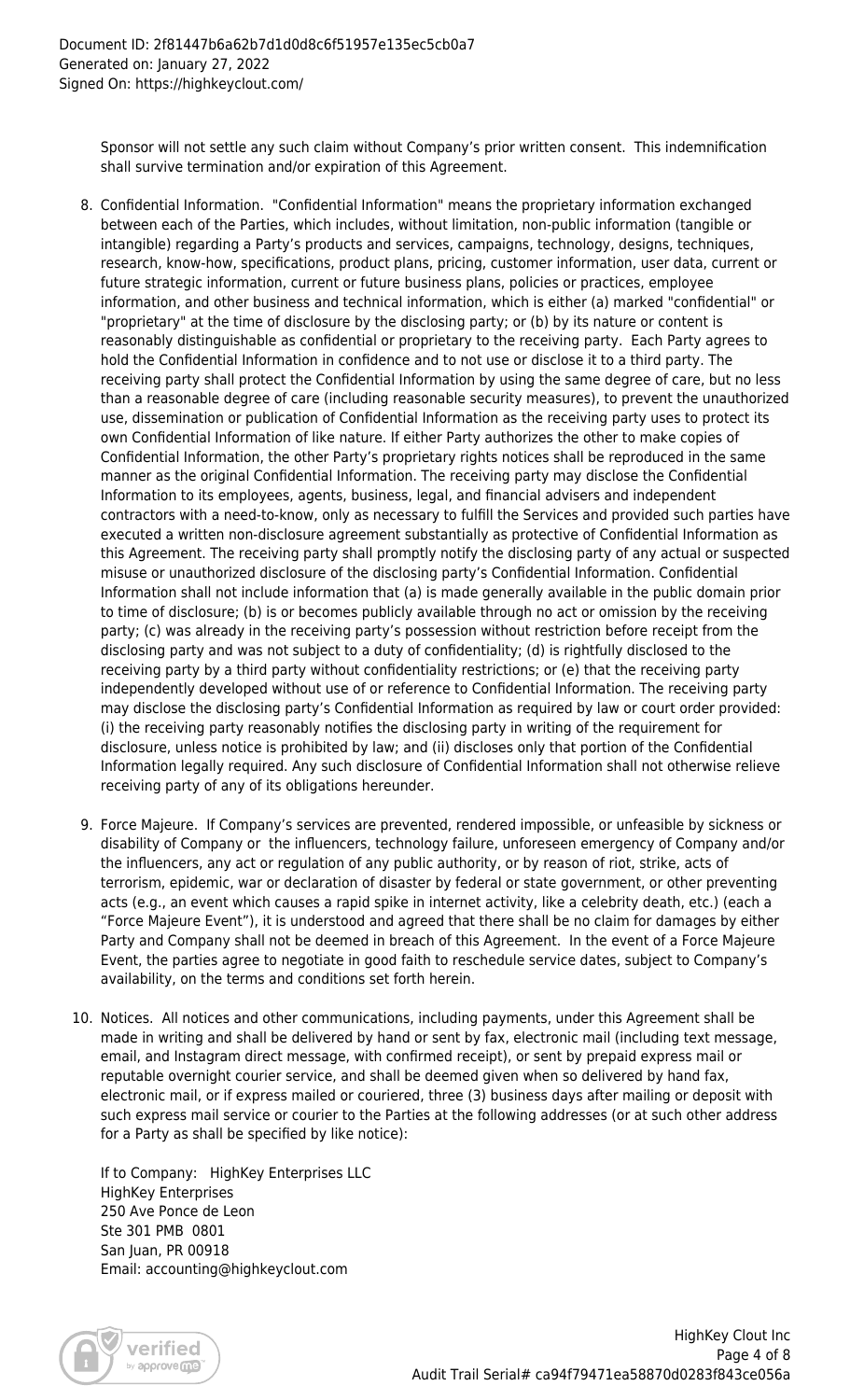Sponsor will not settle any such claim without Company's prior written consent. This indemnification shall survive termination and/or expiration of this Agreement.

8. Confidential Information. "Confidential Information" means the proprietary information exchanged between each of the Parties, which includes, without limitation, non-public information (tangible or intangible) regarding a Party's products and services, campaigns, technology, designs, techniques, research, know-how, specifications, product plans, pricing, customer information, user data, current or future strategic information, current or future business plans, policies or practices, employee information, and other business and technical information, which is either (a) marked "confidential" or "proprietary" at the time of disclosure by the disclosing party; or (b) by its nature or content is reasonably distinguishable as confidential or proprietary to the receiving party. Each Party agrees to hold the Confidential Information in confidence and to not use or disclose it to a third party. The receiving party shall protect the Confidential Information by using the same degree of care, but no less than a reasonable degree of care (including reasonable security measures), to prevent the unauthorized use, dissemination or publication of Confidential Information as the receiving party uses to protect its own Confidential Information of like nature. If either Party authorizes the other to make copies of Confidential Information, the other Party's proprietary rights notices shall be reproduced in the same manner as the original Confidential Information. The receiving party may disclose the Confidential Information to its employees, agents, business, legal, and financial advisers and independent contractors with a need-to-know, only as necessary to fulfill the Services and provided such parties have executed a written non-disclosure agreement substantially as protective of Confidential Information as this Agreement. The receiving party shall promptly notify the disclosing party of any actual or suspected misuse or unauthorized disclosure of the disclosing party's Confidential Information. Confidential Information shall not include information that (a) is made generally available in the public domain prior to time of disclosure; (b) is or becomes publicly available through no act or omission by the receiving party; (c) was already in the receiving party's possession without restriction before receipt from the disclosing party and was not subject to a duty of confidentiality; (d) is rightfully disclosed to the receiving party by a third party without confidentiality restrictions; or (e) that the receiving party independently developed without use of or reference to Confidential Information. The receiving party may disclose the disclosing party's Confidential Information as required by law or court order provided: (i) the receiving party reasonably notifies the disclosing party in writing of the requirement for disclosure, unless notice is prohibited by law; and (ii) discloses only that portion of the Confidential Information legally required. Any such disclosure of Confidential Information shall not otherwise relieve receiving party of any of its obligations hereunder.

9. Force Majeure. If Company's services are prevented, rendered impossible, or unfeasible by sickness or disability of Company or the influencers, technology failure, unforeseen emergency of Company and/or the influencers, any act or regulation of any public authority, or by reason of riot, strike, acts of terrorism, epidemic, war or declaration of disaster by federal or state government, or other preventing acts (e.g., an event which causes a rapid spike in internet activity, like a celebrity death, etc.) (each a "Force Majeure Event"), it is understood and agreed that there shall be no claim for damages by either Party and Company shall not be deemed in breach of this Agreement. In the event of a Force Majeure Event, the parties agree to negotiate in good faith to reschedule service dates, subject to Company's availability, on the terms and conditions set forth herein.

10. Notices. All notices and other communications, including payments, under this Agreement shall be made in writing and shall be delivered by hand or sent by fax, electronic mail (including text message, email, and Instagram direct message, with confirmed receipt), or sent by prepaid express mail or reputable overnight courier service, and shall be deemed given when so delivered by hand fax, electronic mail, or if express mailed or couriered, three (3) business days after mailing or deposit with such express mail service or courier to the Parties at the following addresses (or at such other address for a Party as shall be specified by like notice):

    If to Company: HighKey Enterprises LLC
    HighKey Enterprises
    250 Ave Ponce de Leon
    Ste 301 PMB 0801
    San Juan, PR 00918
    Email: accounting@highkeyclout.com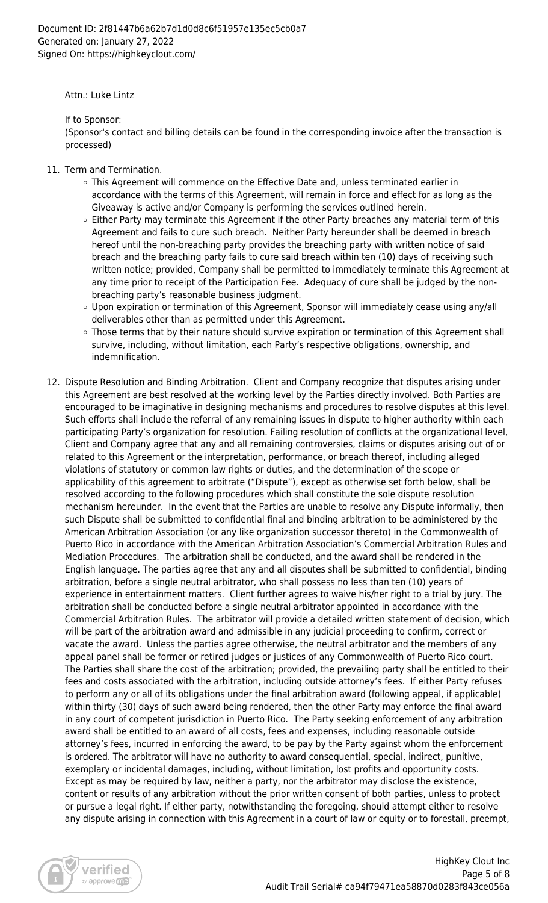Attn.: Luke Lintz

If to Sponsor:
(Sponsor's contact and billing details can be found in the corresponding invoice after the transaction is processed)

11. Term and Termination.
    - This Agreement will commence on the Effective Date and, unless terminated earlier in accordance with the terms of this Agreement, will remain in force and effect for as long as the Giveaway is active and/or Company is performing the services outlined herein.
    - Either Party may terminate this Agreement if the other Party breaches any material term of this Agreement and fails to cure such breach. Neither Party hereunder shall be deemed in breach hereof until the non-breaching party provides the breaching party with written notice of said breach and the breaching party fails to cure said breach within ten (10) days of receiving such written notice; provided, Company shall be permitted to immediately terminate this Agreement at any time prior to receipt of the Participation Fee. Adequacy of cure shall be judged by the non-breaching party's reasonable business judgment.
    - Upon expiration or termination of this Agreement, Sponsor will immediately cease using any/all deliverables other than as permitted under this Agreement.
    - Those terms that by their nature should survive expiration or termination of this Agreement shall survive, including, without limitation, each Party's respective obligations, ownership, and indemnification.

12. Dispute Resolution and Binding Arbitration. Client and Company recognize that disputes arising under this Agreement are best resolved at the working level by the Parties directly involved. Both Parties are encouraged to be imaginative in designing mechanisms and procedures to resolve disputes at this level. Such efforts shall include the referral of any remaining issues in dispute to higher authority within each participating Party's organization for resolution. Failing resolution of conflicts at the organizational level, Client and Company agree that any and all remaining controversies, claims or disputes arising out of or related to this Agreement or the interpretation, performance, or breach thereof, including alleged violations of statutory or common law rights or duties, and the determination of the scope or applicability of this agreement to arbitrate ("Dispute"), except as otherwise set forth below, shall be resolved according to the following procedures which shall constitute the sole dispute resolution mechanism hereunder. In the event that the Parties are unable to resolve any Dispute informally, then such Dispute shall be submitted to confidential final and binding arbitration to be administered by the American Arbitration Association (or any like organization successor thereto) in the Commonwealth of Puerto Rico in accordance with the American Arbitration Association's Commercial Arbitration Rules and Mediation Procedures. The arbitration shall be conducted, and the award shall be rendered in the English language. The parties agree that any and all disputes shall be submitted to confidential, binding arbitration, before a single neutral arbitrator, who shall possess no less than ten (10) years of experience in entertainment matters. Client further agrees to waive his/her right to a trial by jury. The arbitration shall be conducted before a single neutral arbitrator appointed in accordance with the Commercial Arbitration Rules. The arbitrator will provide a detailed written statement of decision, which will be part of the arbitration award and admissible in any judicial proceeding to confirm, correct or vacate the award. Unless the parties agree otherwise, the neutral arbitrator and the members of any appeal panel shall be former or retired judges or justices of any Commonwealth of Puerto Rico court. The Parties shall share the cost of the arbitration; provided, the prevailing party shall be entitled to their fees and costs associated with the arbitration, including outside attorney's fees. If either Party refuses to perform any or all of its obligations under the final arbitration award (following appeal, if applicable) within thirty (30) days of such award being rendered, then the other Party may enforce the final award in any court of competent jurisdiction in Puerto Rico. The Party seeking enforcement of any arbitration award shall be entitled to an award of all costs, fees and expenses, including reasonable outside attorney's fees, incurred in enforcing the award, to be pay by the Party against whom the enforcement is ordered. The arbitrator will have no authority to award consequential, special, indirect, punitive, exemplary or incidental damages, including, without limitation, lost profits and opportunity costs. Except as may be required by law, neither a party, nor the arbitrator may disclose the existence, content or results of any arbitration without the prior written consent of both parties, unless to protect or pursue a legal right. If either party, notwithstanding the foregoing, should attempt either to resolve any dispute arising in connection with this Agreement in a court of law or equity or to forestall, preempt,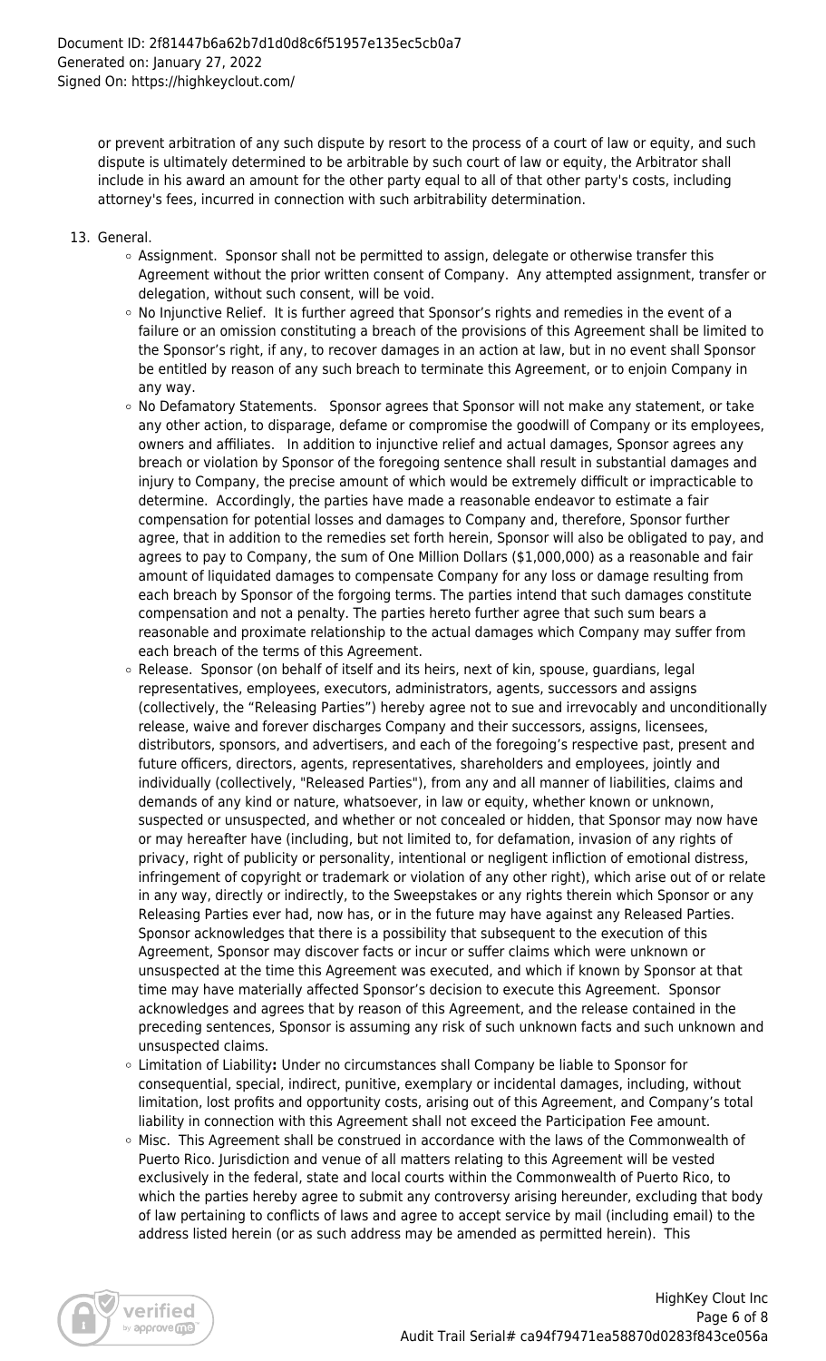or prevent arbitration of any such dispute by resort to the process of a court of law or equity, and such dispute is ultimately determined to be arbitrable by such court of law or equity, the Arbitrator shall include in his award an amount for the other party equal to all of that other party's costs, including attorney's fees, incurred in connection with such arbitrability determination.

13. General.
    - Assignment. Sponsor shall not be permitted to assign, delegate or otherwise transfer this Agreement without the prior written consent of Company. Any attempted assignment, transfer or delegation, without such consent, will be void.
    - No Injunctive Relief. It is further agreed that Sponsor's rights and remedies in the event of a failure or an omission constituting a breach of the provisions of this Agreement shall be limited to the Sponsor's right, if any, to recover damages in an action at law, but in no event shall Sponsor be entitled by reason of any such breach to terminate this Agreement, or to enjoin Company in any way.
    - No Defamatory Statements. Sponsor agrees that Sponsor will not make any statement, or take any other action, to disparage, defame or compromise the goodwill of Company or its employees, owners and affiliates. In addition to injunctive relief and actual damages, Sponsor agrees any breach or violation by Sponsor of the foregoing sentence shall result in substantial damages and injury to Company, the precise amount of which would be extremely difficult or impracticable to determine. Accordingly, the parties have made a reasonable endeavor to estimate a fair compensation for potential losses and damages to Company and, therefore, Sponsor further agree, that in addition to the remedies set forth herein, Sponsor will also be obligated to pay, and agrees to pay to Company, the sum of One Million Dollars ($1,000,000) as a reasonable and fair amount of liquidated damages to compensate Company for any loss or damage resulting from each breach by Sponsor of the forgoing terms. The parties intend that such damages constitute compensation and not a penalty. The parties hereto further agree that such sum bears a reasonable and proximate relationship to the actual damages which Company may suffer from each breach of the terms of this Agreement.
    - Release. Sponsor (on behalf of itself and its heirs, next of kin, spouse, guardians, legal representatives, employees, executors, administrators, agents, successors and assigns (collectively, the "Releasing Parties") hereby agree not to sue and irrevocably and unconditionally release, waive and forever discharges Company and their successors, assigns, licensees, distributors, sponsors, and advertisers, and each of the foregoing's respective past, present and future officers, directors, agents, representatives, shareholders and employees, jointly and individually (collectively, "Released Parties"), from any and all manner of liabilities, claims and demands of any kind or nature, whatsoever, in law or equity, whether known or unknown, suspected or unsuspected, and whether or not concealed or hidden, that Sponsor may now have or may hereafter have (including, but not limited to, for defamation, invasion of any rights of privacy, right of publicity or personality, intentional or negligent infliction of emotional distress, infringement of copyright or trademark or violation of any other right), which arise out of or relate in any way, directly or indirectly, to the Sweepstakes or any rights therein which Sponsor or any Releasing Parties ever had, now has, or in the future may have against any Released Parties. Sponsor acknowledges that there is a possibility that subsequent to the execution of this Agreement, Sponsor may discover facts or incur or suffer claims which were unknown or unsuspected at the time this Agreement was executed, and which if known by Sponsor at that time may have materially affected Sponsor's decision to execute this Agreement. Sponsor acknowledges and agrees that by reason of this Agreement, and the release contained in the preceding sentences, Sponsor is assuming any risk of such unknown facts and such unknown and unsuspected claims.
    - Limitation of Liability**:** Under no circumstances shall Company be liable to Sponsor for consequential, special, indirect, punitive, exemplary or incidental damages, including, without limitation, lost profits and opportunity costs, arising out of this Agreement, and Company's total liability in connection with this Agreement shall not exceed the Participation Fee amount.
    - Misc. This Agreement shall be construed in accordance with the laws of the Commonwealth of Puerto Rico. Jurisdiction and venue of all matters relating to this Agreement will be vested exclusively in the federal, state and local courts within the Commonwealth of Puerto Rico, to which the parties hereby agree to submit any controversy arising hereunder, excluding that body of law pertaining to conflicts of laws and agree to accept service by mail (including email) to the address listed herein (or as such address may be amended as permitted herein). This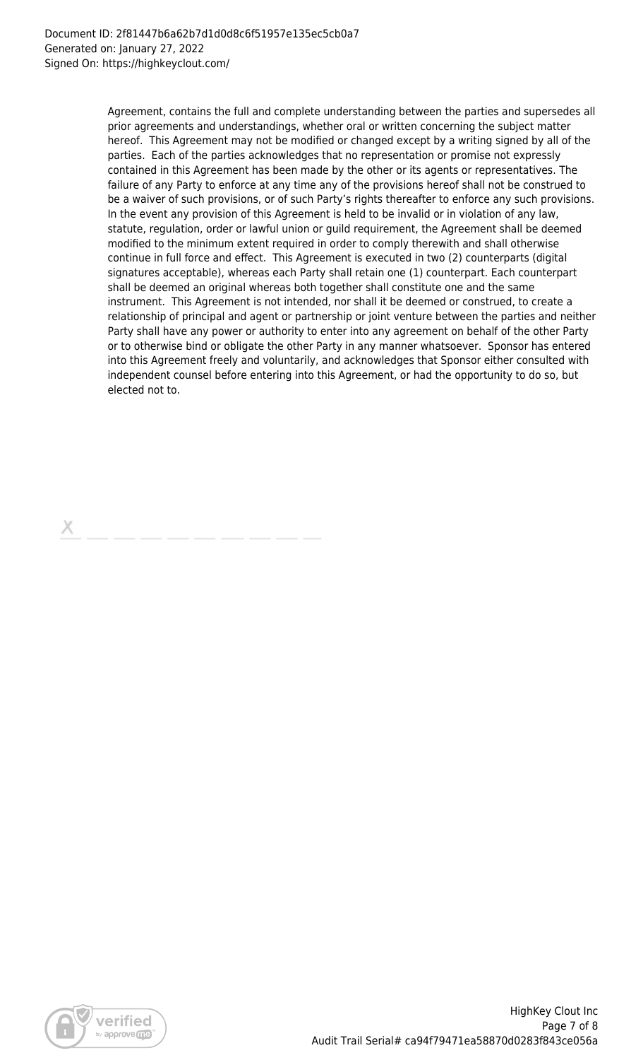Agreement, contains the full and complete understanding between the parties and supersedes all prior agreements and understandings, whether oral or written concerning the subject matter hereof. This Agreement may not be modified or changed except by a writing signed by all of the parties. Each of the parties acknowledges that no representation or promise not expressly contained in this Agreement has been made by the other or its agents or representatives. The failure of any Party to enforce at any time any of the provisions hereof shall not be construed to be a waiver of such provisions, or of such Party's rights thereafter to enforce any such provisions. In the event any provision of this Agreement is held to be invalid or in violation of any law, statute, regulation, order or lawful union or guild requirement, the Agreement shall be deemed modified to the minimum extent required in order to comply therewith and shall otherwise continue in full force and effect. This Agreement is executed in two (2) counterparts (digital signatures acceptable), whereas each Party shall retain one (1) counterpart. Each counterpart shall be deemed an original whereas both together shall constitute one and the same instrument. This Agreement is not intended, nor shall it be deemed or construed, to create a relationship of principal and agent or partnership or joint venture between the parties and neither Party shall have any power or authority to enter into any agreement on behalf of the other Party or to otherwise bind or obligate the other Party in any manner whatsoever. Sponsor has entered into this Agreement freely and voluntarily, and acknowledges that Sponsor either consulted with independent counsel before entering into this Agreement, or had the opportunity to do so, but elected not to.

X \_\_\_\_\_\_\_\_\_\_\_\_\_\_\_\_\_\_\_\_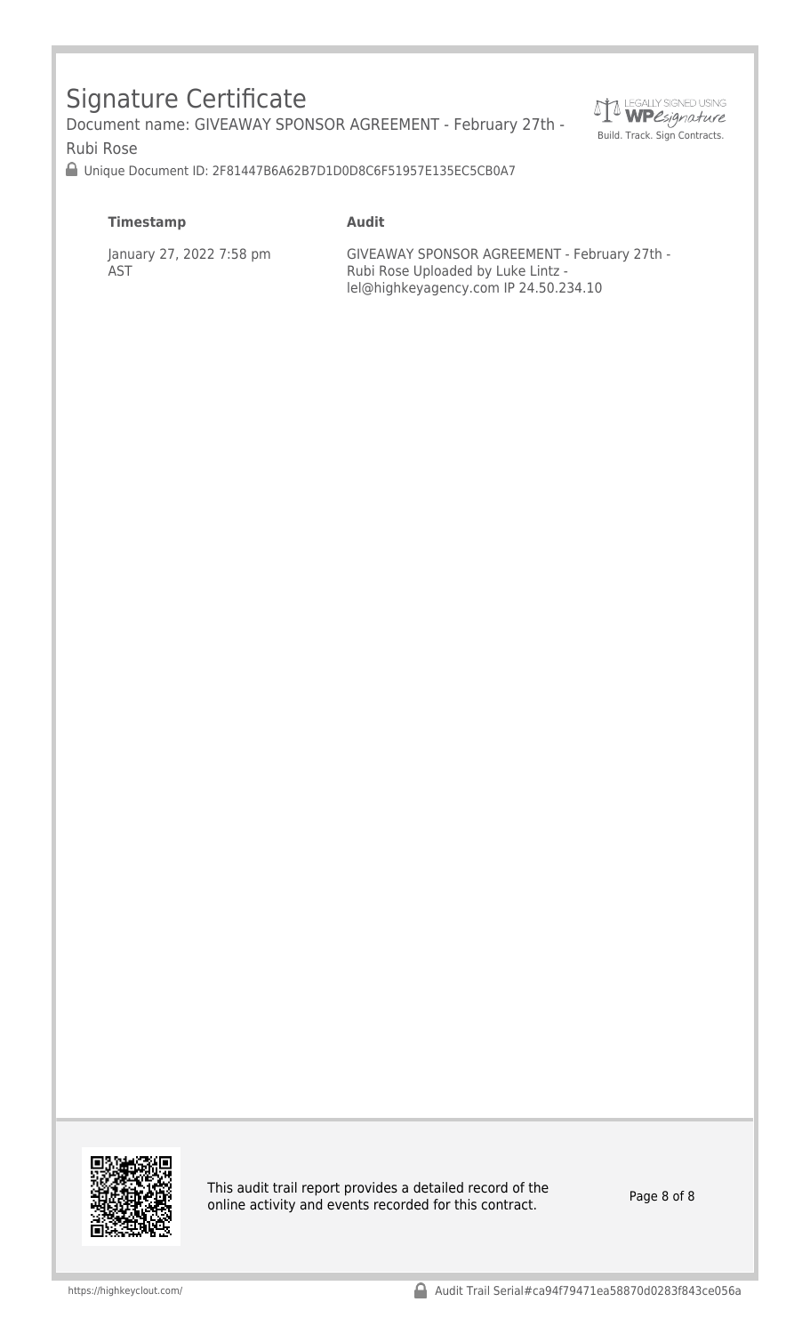# Signature Certificate

Document name: GIVEAWAY SPONSOR AGREEMENT - February 27th - Rubi Rose

Unique Document ID: 2F81447B6A62B7D1D0D8C6F51957E135EC5CB0A7

LEGALLY SIGNED USING WPeSignature
Build. Track. Sign Contracts.

| Timestamp | Audit |
| --- | --- |
| January 27, 2022 7:58 pm AST | GIVEAWAY SPONSOR AGREEMENT - February 27th - Rubi Rose Uploaded by Luke Lintz - lel@highkeyagency.com IP 24.50.234.10 |

This audit trail report provides a detailed record of the online activity and events recorded for this contract.

https://highkeyclout.com/

Audit Trail Serial#ca94f79471ea58870d0283f843ce056a